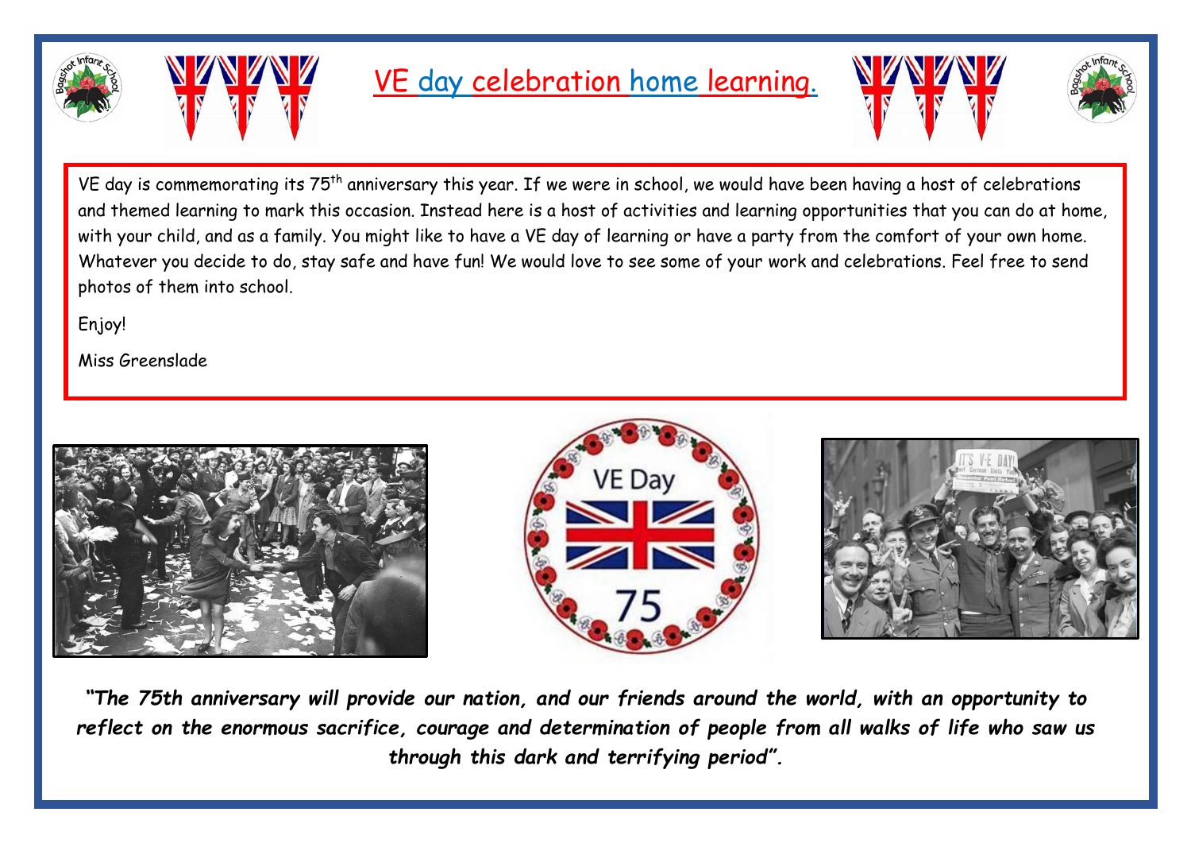# VE day celebration home learning.

VE day is commemorating its 75th anniversary this year. If we were in school, we would have been having a host of celebrations and themed learning to mark this occasion. Instead here is a host of activities and learning opportunities that you can do at home, with your child, and as a family. You might like to have a VE day of learning or have a party from the comfort of your own home. Whatever you decide to do, stay safe and have fun! We would love to see some of your work and celebrations. Feel free to send photos of them into school.

Enjoy!

Miss Greenslade

***"The 75th anniversary will provide our nation, and our friends around the world, with an opportunity to reflect on the enormous sacrifice, courage and determination of people from all walks of life who saw us through this dark and terrifying period".***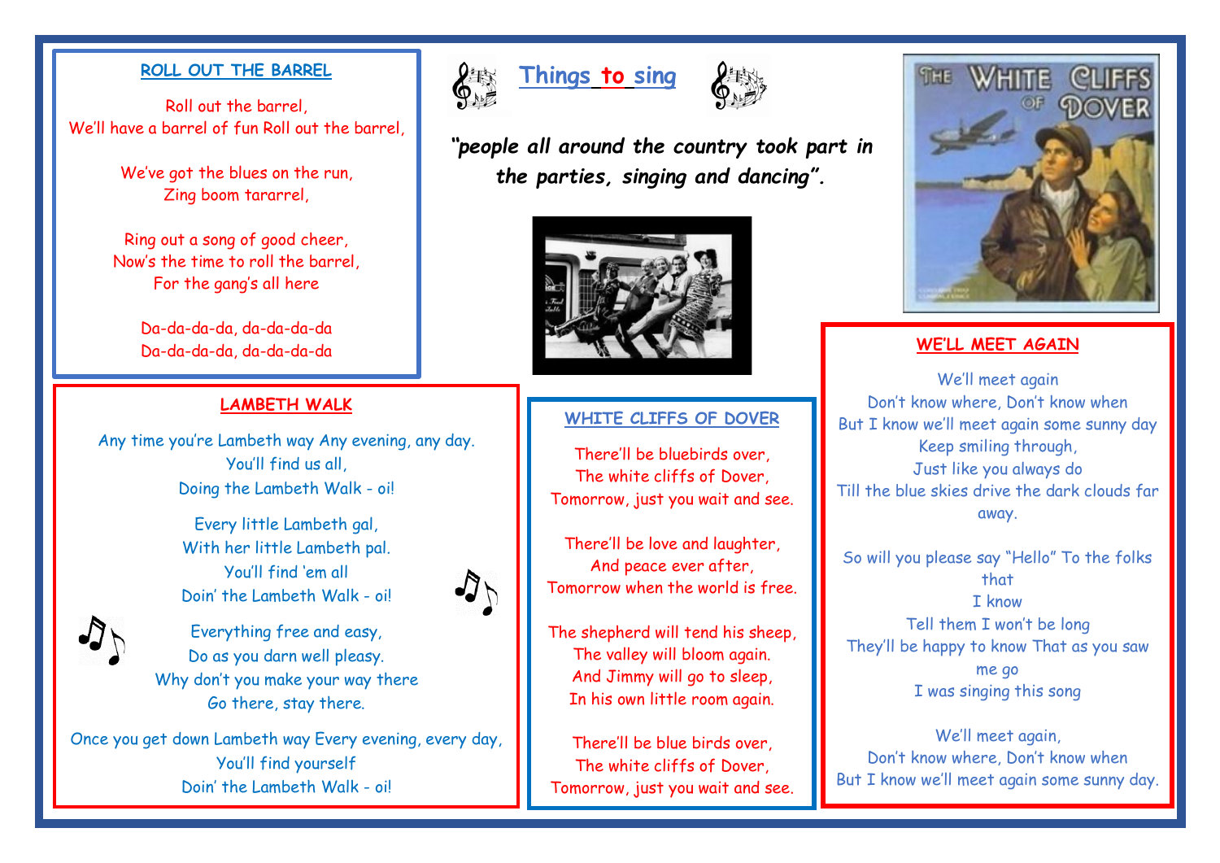## Things to sing

***"people all around the country took part in the parties, singing and dancing".***

### ROLL OUT THE BARREL

Roll out the barrel,
We'll have a barrel of fun Roll out the barrel,

We've got the blues on the run,
Zing boom tararrel,

Ring out a song of good cheer,
Now's the time to roll the barrel,
For the gang's all here

Da-da-da-da, da-da-da-da
Da-da-da-da, da-da-da-da

### LAMBETH WALK

Any time you're Lambeth way Any evening, any day.
You'll find us all,
Doing the Lambeth Walk - oi!

Every little Lambeth gal,
With her little Lambeth pal.
You'll find 'em all
Doin' the Lambeth Walk - oi!

Everything free and easy,
Do as you darn well pleasy.
Why don't you make your way there
Go there, stay there.

Once you get down Lambeth way Every evening, every day,
You'll find yourself
Doin' the Lambeth Walk - oi!

### WHITE CLIFFS OF DOVER

There'll be bluebirds over,
The white cliffs of Dover,
Tomorrow, just you wait and see.

There'll be love and laughter,
And peace ever after,
Tomorrow when the world is free.

The shepherd will tend his sheep,
The valley will bloom again.
And Jimmy will go to sleep,
In his own little room again.

There'll be blue birds over,
The white cliffs of Dover,
Tomorrow, just you wait and see.

### WE'LL MEET AGAIN

We'll meet again
Don't know where, Don't know when
But I know we'll meet again some sunny day
Keep smiling through,
Just like you always do
Till the blue skies drive the dark clouds far away.

So will you please say "Hello" To the folks that
I know
Tell them I won't be long
They'll be happy to know That as you saw me go
I was singing this song

We'll meet again,
Don't know where, Don't know when
But I know we'll meet again some sunny day.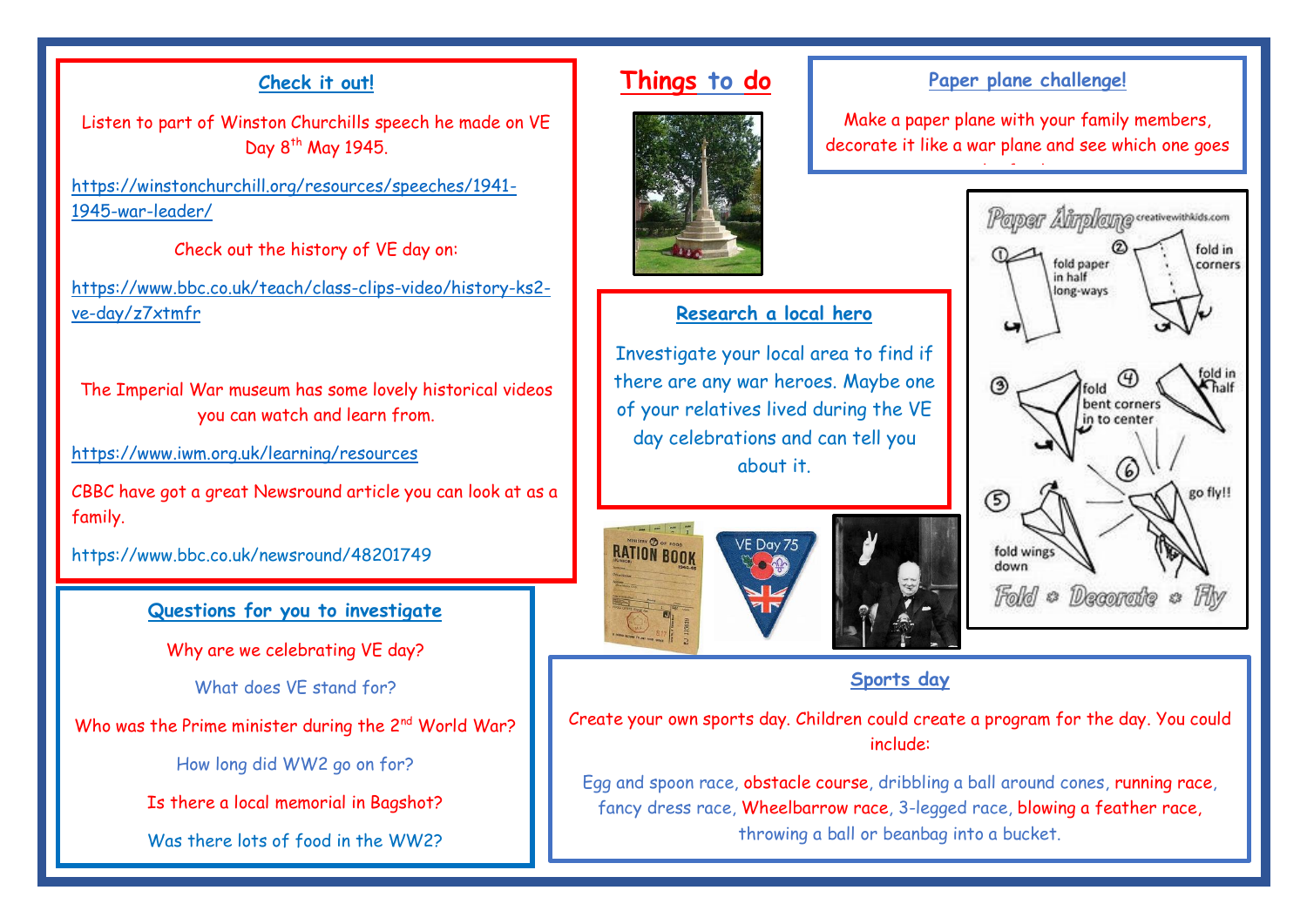## Check it out!

Listen to part of Winston Churchills speech he made on VE Day 8th May 1945.

https://winstonchurchill.org/resources/speeches/1941-1945-war-leader/

Check out the history of VE day on:

https://www.bbc.co.uk/teach/class-clips-video/history-ks2-ve-day/z7xtmfr

The Imperial War museum has some lovely historical videos you can watch and learn from.

https://www.iwm.org.uk/learning/resources

CBBC have got a great Newsround article you can look at as a family.

https://www.bbc.co.uk/newsround/48201749

## Questions for you to investigate

Why are we celebrating VE day?

What does VE stand for?

Who was the Prime minister during the 2nd World War?

How long did WW2 go on for?

Is there a local memorial in Bagshot?

Was there lots of food in the WW2?

# Things to do

## Paper plane challenge!

Make a paper plane with your family members, decorate it like a war plane and see which one goes

## Research a local hero

Investigate your local area to find if there are any war heroes. Maybe one of your relatives lived during the VE day celebrations and can tell you about it.

## Sports day

Create your own sports day. Children could create a program for the day. You could include:

Egg and spoon race, obstacle course, dribbling a ball around cones, running race, fancy dress race, Wheelbarrow race, 3-legged race, blowing a feather race, throwing a ball or beanbag into a bucket.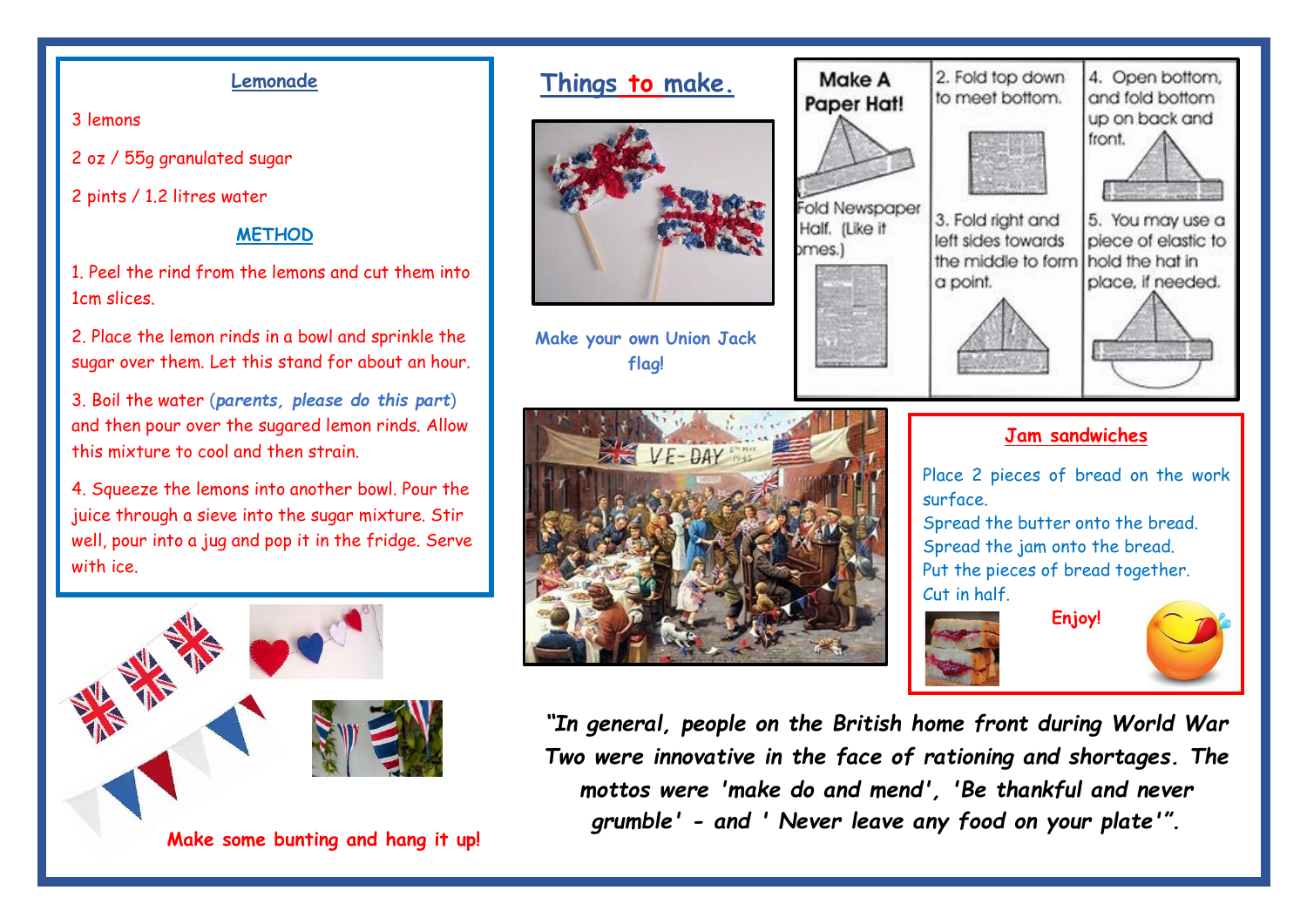## Lemonade

3 lemons

2 oz / 55g granulated sugar

2 pints / 1.2 litres water

### METHOD

1. Peel the rind from the lemons and cut them into 1cm slices.

2. Place the lemon rinds in a bowl and sprinkle the sugar over them. Let this stand for about an hour.

3. Boil the water (***parents, please do this part***) and then pour over the sugared lemon rinds. Allow this mixture to cool and then strain.

4. Squeeze the lemons into another bowl. Pour the juice through a sieve into the sugar mixture. Stir well, pour into a jug and pop it in the fridge. Serve with ice.

**Make some bunting and hang it up!**

## Things to make.

**Make your own Union Jack flag!**

### Make A Paper Hat!

1. Fold Newspaper Half. (Like it omes.)
2. Fold top down to meet bottom.
3. Fold right and left sides towards the middle to form a point.
4. Open bottom, and fold bottom up on back and front.
5. You may use a piece of elastic to hold the hat in place, if needed.

VE-DAY 8TH MAY 1945

## Jam sandwiches

Place 2 pieces of bread on the work surface.
Spread the butter onto the bread.
Spread the jam onto the bread.
Put the pieces of bread together.
Cut in half.

**Enjoy!**

***"In general, people on the British home front during World War Two were innovative in the face of rationing and shortages. The mottos were 'make do and mend', 'Be thankful and never grumble' - and ' Never leave any food on your plate'".***